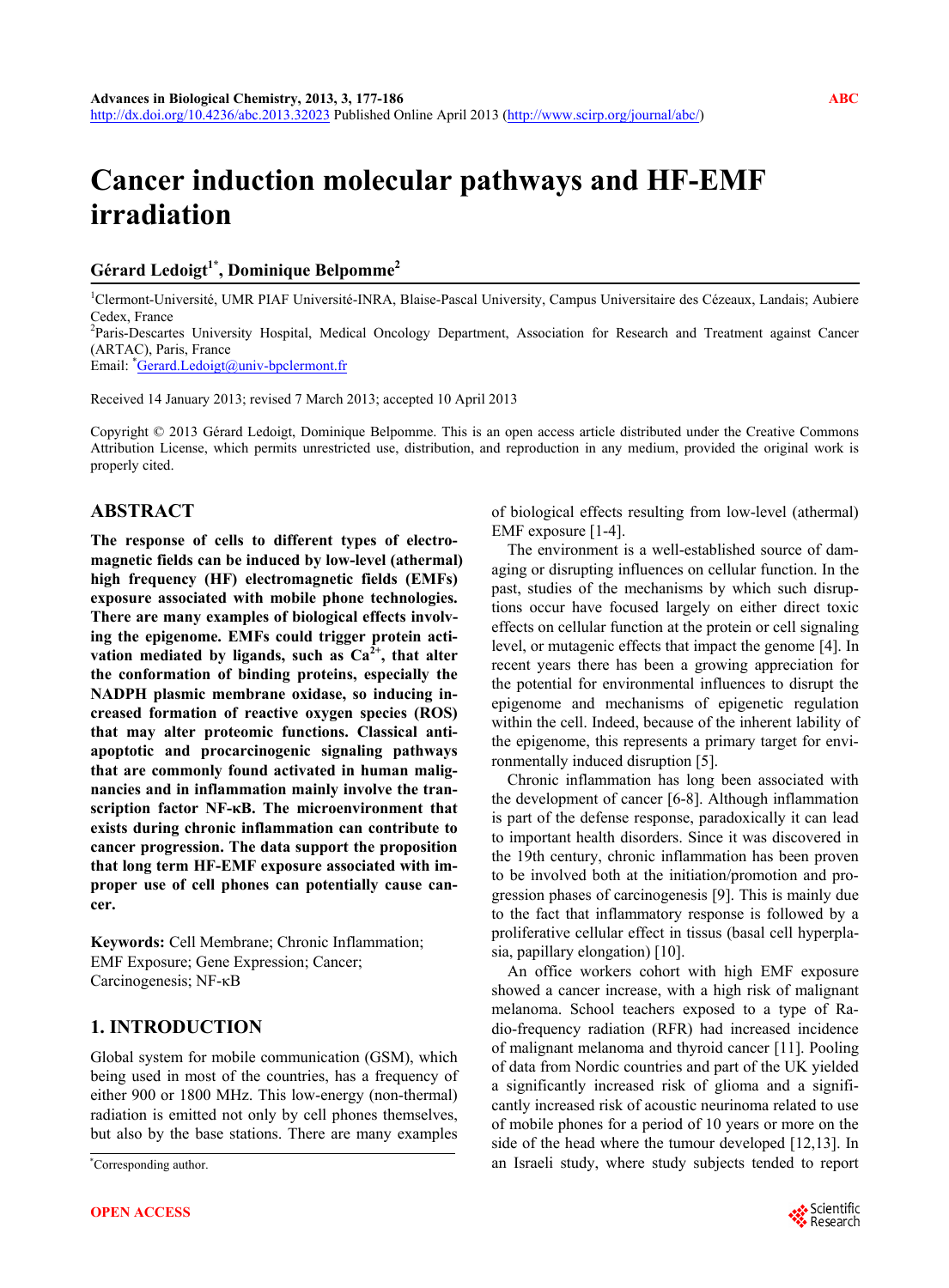# Cancer induction molecular pathways and HF-EMF irradiation

**Gérard Ledoigt[1*], Dominique Belpomme[2]**

[1]Clermont-Université, UMR PIAF Université-INRA, Blaise-Pascal University, Campus Universitaire des Cézeaux, Landais; Aubiere Cedex, France
[2]Paris-Descartes University Hospital, Medical Oncology Department, Association for Research and Treatment against Cancer (ARTAC), Paris, France
Email: [*]Gerard.Ledoigt@univ-bpclermont.fr

Received 14 January 2013; revised 7 March 2013; accepted 10 April 2013

Copyright © 2013 Gérard Ledoigt, Dominique Belpomme. This is an open access article distributed under the Creative Commons Attribution License, which permits unrestricted use, distribution, and reproduction in any medium, provided the original work is properly cited.

## ABSTRACT

**The response of cells to different types of electromagnetic fields can be induced by low-level (athermal) high frequency (HF) electromagnetic fields (EMFs) exposure associated with mobile phone technologies. There are many examples of biological effects involving the epigenome. EMFs could trigger protein activation mediated by ligands, such as $Ca^{2+}$, that alter the conformation of binding proteins, especially the NADPH plasmic membrane oxidase, so inducing increased formation of reactive oxygen species (ROS) that may alter proteomic functions. Classical antiapoptotic and procarcinogenic signaling pathways that are commonly found activated in human malignancies and in inflammation mainly involve the transcription factor NF-κB. The microenvironment that exists during chronic inflammation can contribute to cancer progression. The data support the proposition that long term HF-EMF exposure associated with improper use of cell phones can potentially cause cancer.**

**Keywords:** Cell Membrane; Chronic Inflammation; EMF Exposure; Gene Expression; Cancer; Carcinogenesis; NF-κB

## 1. INTRODUCTION

Global system for mobile communication (GSM), which being used in most of the countries, has a frequency of either 900 or 1800 MHz. This low-energy (non-thermal) radiation is emitted not only by cell phones themselves, but also by the base stations. There are many examples of biological effects resulting from low-level (athermal) EMF exposure [1-4].

The environment is a well-established source of damaging or disrupting influences on cellular function. In the past, studies of the mechanisms by which such disruptions occur have focused largely on either direct toxic effects on cellular function at the protein or cell signaling level, or mutagenic effects that impact the genome [4]. In recent years there has been a growing appreciation for the potential for environmental influences to disrupt the epigenome and mechanisms of epigenetic regulation within the cell. Indeed, because of the inherent lability of the epigenome, this represents a primary target for environmentally induced disruption [5].

Chronic inflammation has long been associated with the development of cancer [6-8]. Although inflammation is part of the defense response, paradoxically it can lead to important health disorders. Since it was discovered in the 19th century, chronic inflammation has been proven to be involved both at the initiation/promotion and progression phases of carcinogenesis [9]. This is mainly due to the fact that inflammatory response is followed by a proliferative cellular effect in tissus (basal cell hyperplasia, papillary elongation) [10].

An office workers cohort with high EMF exposure showed a cancer increase, with a high risk of malignant melanoma. School teachers exposed to a type of Radio-frequency radiation (RFR) had increased incidence of malignant melanoma and thyroid cancer [11]. Pooling of data from Nordic countries and part of the UK yielded a significantly increased risk of glioma and a significantly increased risk of acoustic neurinoma related to use of mobile phones for a period of 10 years or more on the side of the head where the tumour developed [12,13]. In an Israeli study, where study subjects tended to report

[*]Corresponding author.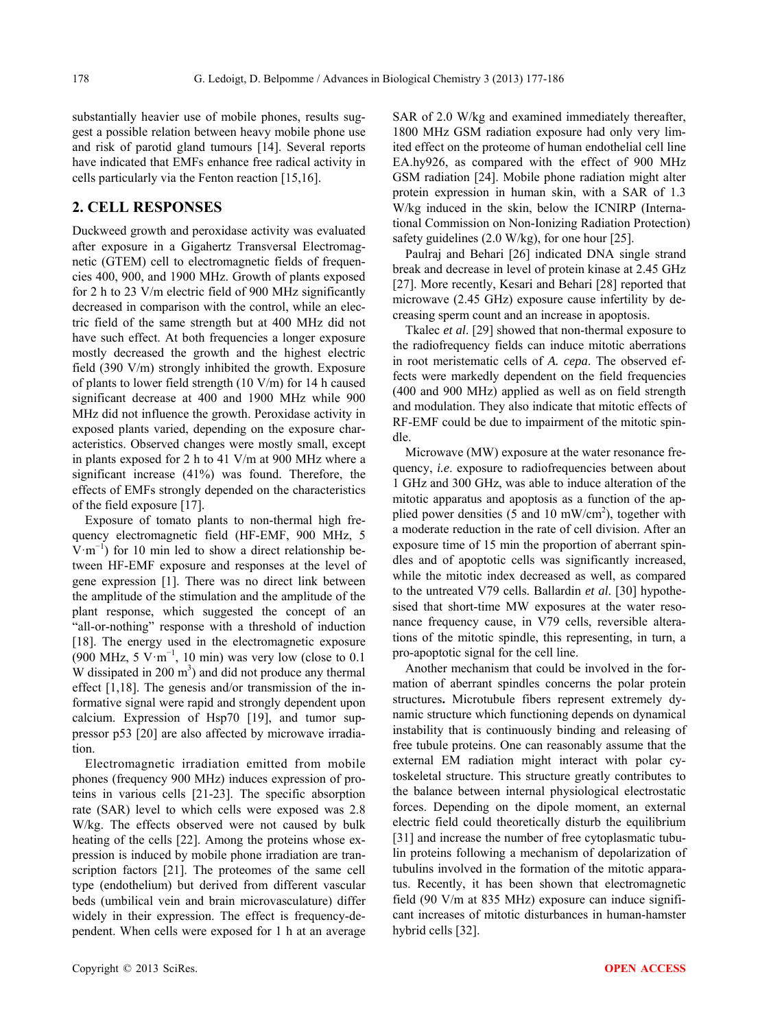substantially heavier use of mobile phones, results suggest a possible relation between heavy mobile phone use and risk of parotid gland tumours [14]. Several reports have indicated that EMFs enhance free radical activity in cells particularly via the Fenton reaction [15,16].

## 2. CELL RESPONSES

Duckweed growth and peroxidase activity was evaluated after exposure in a Gigahertz Transversal Electromagnetic (GTEM) cell to electromagnetic fields of frequencies 400, 900, and 1900 MHz. Growth of plants exposed for 2 h to 23 V/m electric field of 900 MHz significantly decreased in comparison with the control, while an electric field of the same strength but at 400 MHz did not have such effect. At both frequencies a longer exposure mostly decreased the growth and the highest electric field (390 V/m) strongly inhibited the growth. Exposure of plants to lower field strength (10 V/m) for 14 h caused significant decrease at 400 and 1900 MHz while 900 MHz did not influence the growth. Peroxidase activity in exposed plants varied, depending on the exposure characteristics. Observed changes were mostly small, except in plants exposed for 2 h to 41 V/m at 900 MHz where a significant increase (41%) was found. Therefore, the effects of EMFs strongly depended on the characteristics of the field exposure [17].

Exposure of tomato plants to non-thermal high frequency electromagnetic field (HF-EMF, 900 MHz, 5 $V \cdot m^{-1}$) for 10 min led to show a direct relationship between HF-EMF exposure and responses at the level of gene expression [1]. There was no direct link between the amplitude of the stimulation and the amplitude of the plant response, which suggested the concept of an "all-or-nothing" response with a threshold of induction [18]. The energy used in the electromagnetic exposure (900 MHz, 5 $V \cdot m^{-1}$, 10 min) was very low (close to 0.1 W dissipated in 200 $m^3$) and did not produce any thermal effect [1,18]. The genesis and/or transmission of the informative signal were rapid and strongly dependent upon calcium. Expression of Hsp70 [19], and tumor suppressor p53 [20] are also affected by microwave irradiation.

Electromagnetic irradiation emitted from mobile phones (frequency 900 MHz) induces expression of proteins in various cells [21-23]. The specific absorption rate (SAR) level to which cells were exposed was 2.8 W/kg. The effects observed were not caused by bulk heating of the cells [22]. Among the proteins whose expression is induced by mobile phone irradiation are transcription factors [21]. The proteomes of the same cell type (endothelium) but derived from different vascular beds (umbilical vein and brain microvasculature) differ widely in their expression. The effect is frequency-dependent. When cells were exposed for 1 h at an average SAR of 2.0 W/kg and examined immediately thereafter, 1800 MHz GSM radiation exposure had only very limited effect on the proteome of human endothelial cell line EA.hy926, as compared with the effect of 900 MHz GSM radiation [24]. Mobile phone radiation might alter protein expression in human skin, with a SAR of 1.3 W/kg induced in the skin, below the ICNIRP (International Commission on Non-Ionizing Radiation Protection) safety guidelines (2.0 W/kg), for one hour [25].

Paulraj and Behari [26] indicated DNA single strand break and decrease in level of protein kinase at 2.45 GHz [27]. More recently, Kesari and Behari [28] reported that microwave (2.45 GHz) exposure cause infertility by decreasing sperm count and an increase in apoptosis.

Tkalec *et al*. [29] showed that non-thermal exposure to the radiofrequency fields can induce mitotic aberrations in root meristematic cells of *A. cepa*. The observed effects were markedly dependent on the field frequencies (400 and 900 MHz) applied as well as on field strength and modulation. They also indicate that mitotic effects of RF-EMF could be due to impairment of the mitotic spindle.

Microwave (MW) exposure at the water resonance frequency, *i.e*. exposure to radiofrequencies between about 1 GHz and 300 GHz, was able to induce alteration of the mitotic apparatus and apoptosis as a function of the applied power densities (5 and 10 $mW/cm^2$), together with a moderate reduction in the rate of cell division. After an exposure time of 15 min the proportion of aberrant spindles and of apoptotic cells was significantly increased, while the mitotic index decreased as well, as compared to the untreated V79 cells. Ballardin *et al*. [30] hypothesised that short-time MW exposures at the water resonance frequency cause, in V79 cells, reversible alterations of the mitotic spindle, this representing, in turn, a pro-apoptotic signal for the cell line.

Another mechanism that could be involved in the formation of aberrant spindles concerns the polar protein structures**.** Microtubule fibers represent extremely dynamic structure which functioning depends on dynamical instability that is continuously binding and releasing of free tubule proteins. One can reasonably assume that the external EM radiation might interact with polar cytoskeletal structure. This structure greatly contributes to the balance between internal physiological electrostatic forces. Depending on the dipole moment, an external electric field could theoretically disturb the equilibrium [31] and increase the number of free cytoplasmatic tubulin proteins following a mechanism of depolarization of tubulins involved in the formation of the mitotic apparatus. Recently, it has been shown that electromagnetic field (90 V/m at 835 MHz) exposure can induce significant increases of mitotic disturbances in human-hamster hybrid cells [32].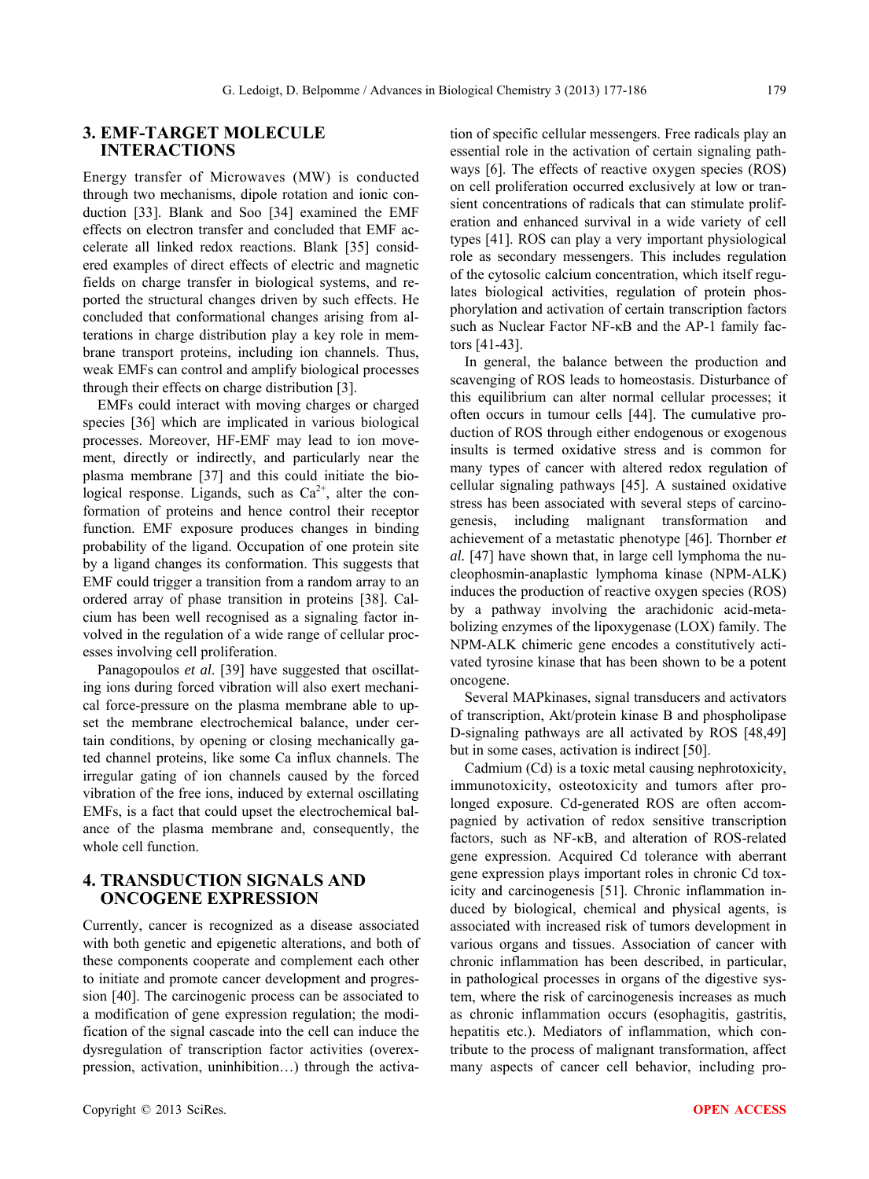## 3. EMF-TARGET MOLECULE INTERACTIONS

Energy transfer of Microwaves (MW) is conducted through two mechanisms, dipole rotation and ionic conduction [33]. Blank and Soo [34] examined the EMF effects on electron transfer and concluded that EMF accelerate all linked redox reactions. Blank [35] considered examples of direct effects of electric and magnetic fields on charge transfer in biological systems, and reported the structural changes driven by such effects. He concluded that conformational changes arising from alterations in charge distribution play a key role in membrane transport proteins, including ion channels. Thus, weak EMFs can control and amplify biological processes through their effects on charge distribution [3].

EMFs could interact with moving charges or charged species [36] which are implicated in various biological processes. Moreover, HF-EMF may lead to ion movement, directly or indirectly, and particularly near the plasma membrane [37] and this could initiate the biological response. Ligands, such as $Ca^{2+}$, alter the conformation of proteins and hence control their receptor function. EMF exposure produces changes in binding probability of the ligand. Occupation of one protein site by a ligand changes its conformation. This suggests that EMF could trigger a transition from a random array to an ordered array of phase transition in proteins [38]. Calcium has been well recognised as a signaling factor involved in the regulation of a wide range of cellular processes involving cell proliferation.

Panagopoulos *et al.* [39] have suggested that oscillating ions during forced vibration will also exert mechanical force-pressure on the plasma membrane able to upset the membrane electrochemical balance, under certain conditions, by opening or closing mechanically gated channel proteins, like some Ca influx channels. The irregular gating of ion channels caused by the forced vibration of the free ions, induced by external oscillating EMFs, is a fact that could upset the electrochemical balance of the plasma membrane and, consequently, the whole cell function.

## 4. TRANSDUCTION SIGNALS AND ONCOGENE EXPRESSION

Currently, cancer is recognized as a disease associated with both genetic and epigenetic alterations, and both of these components cooperate and complement each other to initiate and promote cancer development and progression [40]. The carcinogenic process can be associated to a modification of gene expression regulation; the modification of the signal cascade into the cell can induce the dysregulation of transcription factor activities (overexpression, activation, uninhibition…) through the activation of specific cellular messengers. Free radicals play an essential role in the activation of certain signaling pathways [6]. The effects of reactive oxygen species (ROS) on cell proliferation occurred exclusively at low or transient concentrations of radicals that can stimulate proliferation and enhanced survival in a wide variety of cell types [41]. ROS can play a very important physiological role as secondary messengers. This includes regulation of the cytosolic calcium concentration, which itself regulates biological activities, regulation of protein phosphorylation and activation of certain transcription factors such as Nuclear Factor NF-κB and the AP-1 family factors [41-43].

In general, the balance between the production and scavenging of ROS leads to homeostasis. Disturbance of this equilibrium can alter normal cellular processes; it often occurs in tumour cells [44]. The cumulative production of ROS through either endogenous or exogenous insults is termed oxidative stress and is common for many types of cancer with altered redox regulation of cellular signaling pathways [45]. A sustained oxidative stress has been associated with several steps of carcinogenesis, including malignant transformation and achievement of a metastatic phenotype [46]. Thornber *et al.* [47] have shown that, in large cell lymphoma the nucleophosmin-anaplastic lymphoma kinase (NPM-ALK) induces the production of reactive oxygen species (ROS) by a pathway involving the arachidonic acid-metabolizing enzymes of the lipoxygenase (LOX) family. The NPM-ALK chimeric gene encodes a constitutively activated tyrosine kinase that has been shown to be a potent oncogene.

Several MAPkinases, signal transducers and activators of transcription, Akt/protein kinase B and phospholipase D-signaling pathways are all activated by ROS [48,49] but in some cases, activation is indirect [50].

Cadmium (Cd) is a toxic metal causing nephrotoxicity, immunotoxicity, osteotoxicity and tumors after prolonged exposure. Cd-generated ROS are often accompagnied by activation of redox sensitive transcription factors, such as NF-κB, and alteration of ROS-related gene expression. Acquired Cd tolerance with aberrant gene expression plays important roles in chronic Cd toxicity and carcinogenesis [51]. Chronic inflammation induced by biological, chemical and physical agents, is associated with increased risk of tumors development in various organs and tissues. Association of cancer with chronic inflammation has been described, in particular, in pathological processes in organs of the digestive system, where the risk of carcinogenesis increases as much as chronic inflammation occurs (esophagitis, gastritis, hepatitis etc.). Mediators of inflammation, which contribute to the process of malignant transformation, affect many aspects of cancer cell behavior, including pro-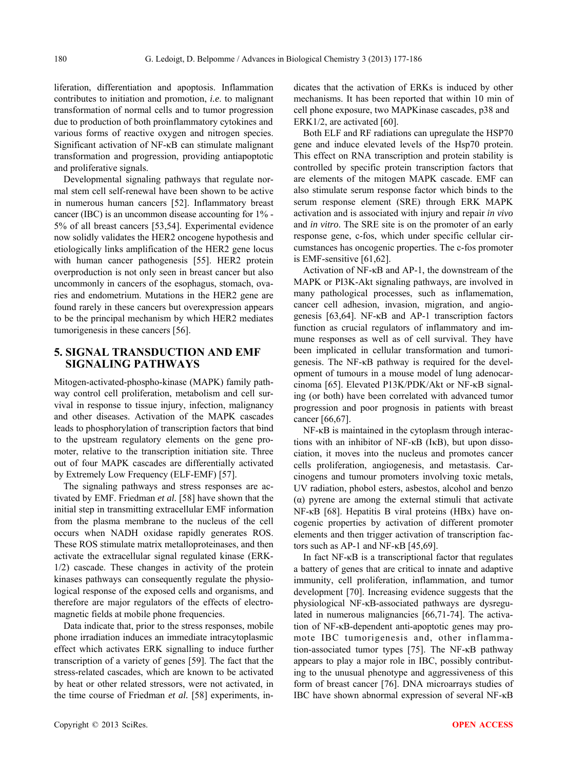liferation, differentiation and apoptosis. Inflammation contributes to initiation and promotion, *i.e.* to malignant transformation of normal cells and to tumor progression due to production of both proinflammatory cytokines and various forms of reactive oxygen and nitrogen species. Significant activation of NF-κB can stimulate malignant transformation and progression, providing antiapoptotic and proliferative signals.

Developmental signaling pathways that regulate normal stem cell self-renewal have been shown to be active in numerous human cancers [52]. Inflammatory breast cancer (IBC) is an uncommon disease accounting for 1% - 5% of all breast cancers [53,54]. Experimental evidence now solidly validates the HER2 oncogene hypothesis and etiologically links amplification of the HER2 gene locus with human cancer pathogenesis [55]. HER2 protein overproduction is not only seen in breast cancer but also uncommonly in cancers of the esophagus, stomach, ovaries and endometrium. Mutations in the HER2 gene are found rarely in these cancers but overexpression appears to be the principal mechanism by which HER2 mediates tumorigenesis in these cancers [56].

## 5. SIGNAL TRANSDUCTION AND EMF SIGNALING PATHWAYS

Mitogen-activated-phospho-kinase (MAPK) family pathway control cell proliferation, metabolism and cell survival in response to tissue injury, infection, malignancy and other diseases. Activation of the MAPK cascades leads to phosphorylation of transcription factors that bind to the upstream regulatory elements on the gene promoter, relative to the transcription initiation site. Three out of four MAPK cascades are differentially activated by Extremely Low Frequency (ELF-EMF) [57].

The signaling pathways and stress responses are activated by EMF. Friedman *et al.* [58] have shown that the initial step in transmitting extracellular EMF information from the plasma membrane to the nucleus of the cell occurs when NADH oxidase rapidly generates ROS. These ROS stimulate matrix metalloproteinases, and then activate the extracellular signal regulated kinase (ERK-1/2) cascade. These changes in activity of the protein kinases pathways can consequently regulate the physiological response of the exposed cells and organisms, and therefore are major regulators of the effects of electromagnetic fields at mobile phone frequencies.

Data indicate that, prior to the stress responses, mobile phone irradiation induces an immediate intracytoplasmic effect which activates ERK signalling to induce further transcription of a variety of genes [59]. The fact that the stress-related cascades, which are known to be activated by heat or other related stressors, were not activated, in the time course of Friedman *et al.* [58] experiments, indicates that the activation of ERKs is induced by other mechanisms. It has been reported that within 10 min of cell phone exposure, two MAPKinase cascades, p38 and ERK1/2, are activated [60].

Both ELF and RF radiations can upregulate the HSP70 gene and induce elevated levels of the Hsp70 protein. This effect on RNA transcription and protein stability is controlled by specific protein transcription factors that are elements of the mitogen MAPK cascade. EMF can also stimulate serum response factor which binds to the serum response element (SRE) through ERK MAPK activation and is associated with injury and repair *in vivo* and *in vitro*. The SRE site is on the promoter of an early response gene, c-fos, which under specific cellular circumstances has oncogenic properties. The c-fos promoter is EMF-sensitive [61,62].

Activation of NF-κB and AP-1, the downstream of the MAPK or PI3K-Akt signaling pathways, are involved in many pathological processes, such as inflamemation, cancer cell adhesion, invasion, migration, and angiogenesis [63,64]. NF-κB and AP-1 transcription factors function as crucial regulators of inflammatory and immune responses as well as of cell survival. They have been implicated in cellular transformation and tumorigenesis. The NF-κB pathway is required for the development of tumours in a mouse model of lung adenocarcinoma [65]. Elevated P13K/PDK/Akt or NF-κB signaling (or both) have been correlated with advanced tumor progression and poor prognosis in patients with breast cancer [66,67].

NF-κB is maintained in the cytoplasm through interactions with an inhibitor of NF-κB (IκB), but upon dissociation, it moves into the nucleus and promotes cancer cells proliferation, angiogenesis, and metastasis. Carcinogens and tumour promoters involving toxic metals, UV radiation, phobol esters, asbestos, alcohol and benzo (α) pyrene are among the external stimuli that activate NF-κB [68]. Hepatitis B viral proteins (HBx) have oncogenic properties by activation of different promoter elements and then trigger activation of transcription factors such as AP-1 and NF-κB [45,69].

In fact NF-κB is a transcriptional factor that regulates a battery of genes that are critical to innate and adaptive immunity, cell proliferation, inflammation, and tumor development [70]. Increasing evidence suggests that the physiological NF-κB-associated pathways are dysregulated in numerous malignancies [66,71-74]. The activation of NF-κB-dependent anti-apoptotic genes may promote IBC tumorigenesis and, other inflammation-associated tumor types [75]. The NF-κB pathway appears to play a major role in IBC, possibly contributing to the unusual phenotype and aggressiveness of this form of breast cancer [76]. DNA microarrays studies of IBC have shown abnormal expression of several NF-κB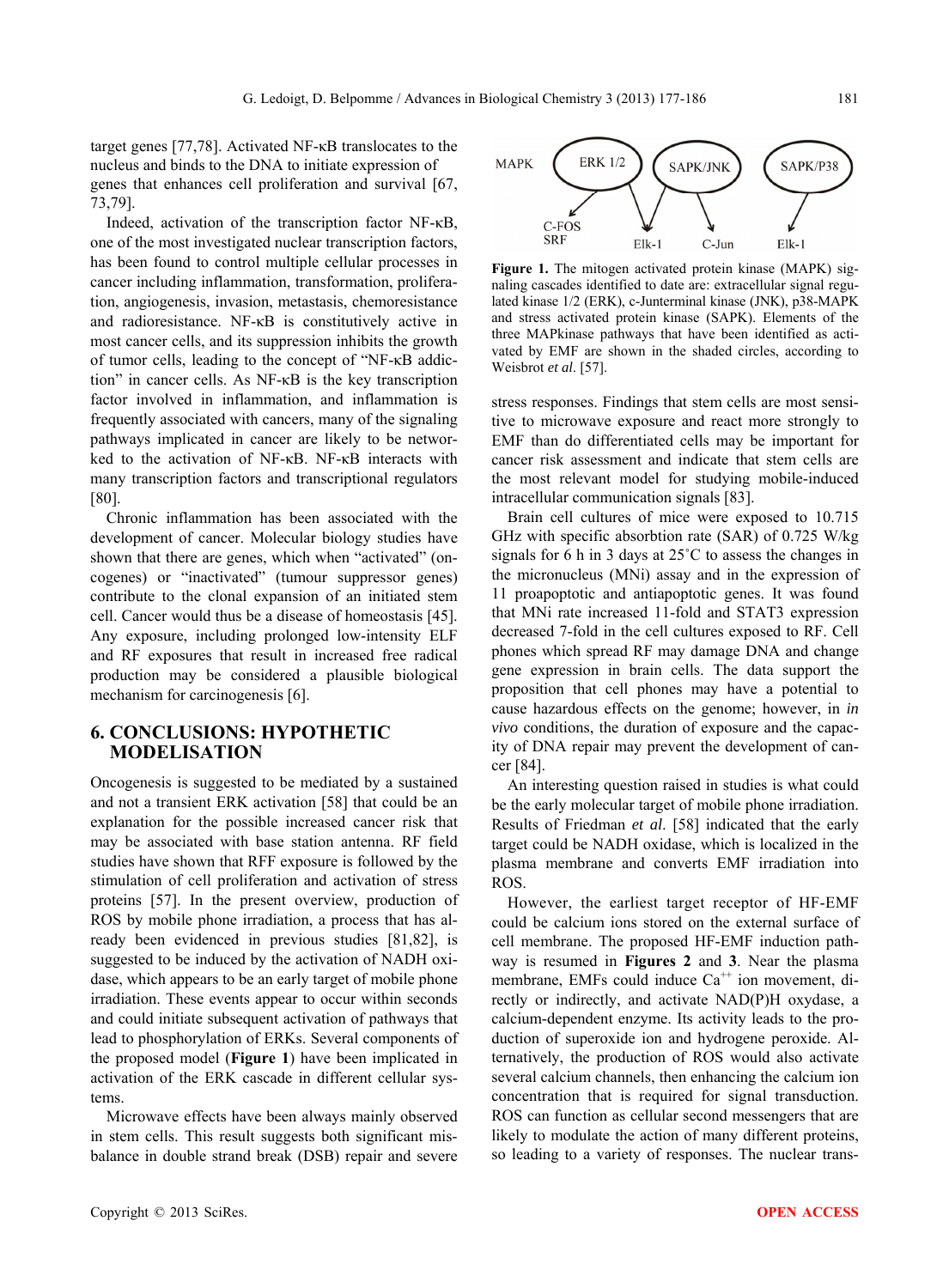target genes [77,78]. Activated NF-κB translocates to the nucleus and binds to the DNA to initiate expression of genes that enhances cell proliferation and survival [67, 73,79].

Indeed, activation of the transcription factor NF-κB, one of the most investigated nuclear transcription factors, has been found to control multiple cellular processes in cancer including inflammation, transformation, proliferation, angiogenesis, invasion, metastasis, chemoresistance and radioresistance. NF-κB is constitutively active in most cancer cells, and its suppression inhibits the growth of tumor cells, leading to the concept of "NF-κB addiction" in cancer cells. As NF-κB is the key transcription factor involved in inflammation, and inflammation is frequently associated with cancers, many of the signaling pathways implicated in cancer are likely to be networked to the activation of NF-κB. NF-κB interacts with many transcription factors and transcriptional regulators [80].

Chronic inflammation has been associated with the development of cancer. Molecular biology studies have shown that there are genes, which when "activated" (oncogenes) or "inactivated" (tumour suppressor genes) contribute to the clonal expansion of an initiated stem cell. Cancer would thus be a disease of homeostasis [45]. Any exposure, including prolonged low-intensity ELF and RF exposures that result in increased free radical production may be considered a plausible biological mechanism for carcinogenesis [6].

## 6. CONCLUSIONS: HYPOTHETIC MODELISATION

Oncogenesis is suggested to be mediated by a sustained and not a transient ERK activation [58] that could be an explanation for the possible increased cancer risk that may be associated with base station antenna. RF field studies have shown that RFF exposure is followed by the stimulation of cell proliferation and activation of stress proteins [57]. In the present overview, production of ROS by mobile phone irradiation, a process that has already been evidenced in previous studies [81,82], is suggested to be induced by the activation of NADH oxidase, which appears to be an early target of mobile phone irradiation. These events appear to occur within seconds and could initiate subsequent activation of pathways that lead to phosphorylation of ERKs. Several components of the proposed model (**Figure 1**) have been implicated in activation of the ERK cascade in different cellular systems.

Microwave effects have been always mainly observed in stem cells. This result suggests both significant misbalance in double strand break (DSB) repair and severe stress responses. Findings that stem cells are most sensitive to microwave exposure and react more strongly to EMF than do differentiated cells may be important for cancer risk assessment and indicate that stem cells are the most relevant model for studying mobile-induced intracellular communication signals [83].

**Figure 1.** The mitogen activated protein kinase (MAPK) signaling cascades identified to date are: extracellular signal regulated kinase 1/2 (ERK), c-Junterminal kinase (JNK), p38-MAPK and stress activated protein kinase (SAPK). Elements of the three MAPkinase pathways that have been identified as activated by EMF are shown in the shaded circles, according to Weisbrot *et al*. [57].

Brain cell cultures of mice were exposed to 10.715 GHz with specific absorbtion rate (SAR) of 0.725 W/kg signals for 6 h in 3 days at 25˚C to assess the changes in the micronucleus (MNi) assay and in the expression of 11 proapoptotic and antiapoptotic genes. It was found that MNi rate increased 11-fold and STAT3 expression decreased 7-fold in the cell cultures exposed to RF. Cell phones which spread RF may damage DNA and change gene expression in brain cells. The data support the proposition that cell phones may have a potential to cause hazardous effects on the genome; however, in *in vivo* conditions, the duration of exposure and the capacity of DNA repair may prevent the development of cancer [84].

An interesting question raised in studies is what could be the early molecular target of mobile phone irradiation. Results of Friedman *et al*. [58] indicated that the early target could be NADH oxidase, which is localized in the plasma membrane and converts EMF irradiation into ROS.

However, the earliest target receptor of HF-EMF could be calcium ions stored on the external surface of cell membrane. The proposed HF-EMF induction pathway is resumed in **Figures 2** and **3**. Near the plasma membrane, EMFs could induce $Ca^{++}$ ion movement, directly or indirectly, and activate NAD(P)H oxydase, a calcium-dependent enzyme. Its activity leads to the production of superoxide ion and hydrogene peroxide. Alternatively, the production of ROS would also activate several calcium channels, then enhancing the calcium ion concentration that is required for signal transduction. ROS can function as cellular second messengers that are likely to modulate the action of many different proteins, so leading to a variety of responses. The nuclear trans-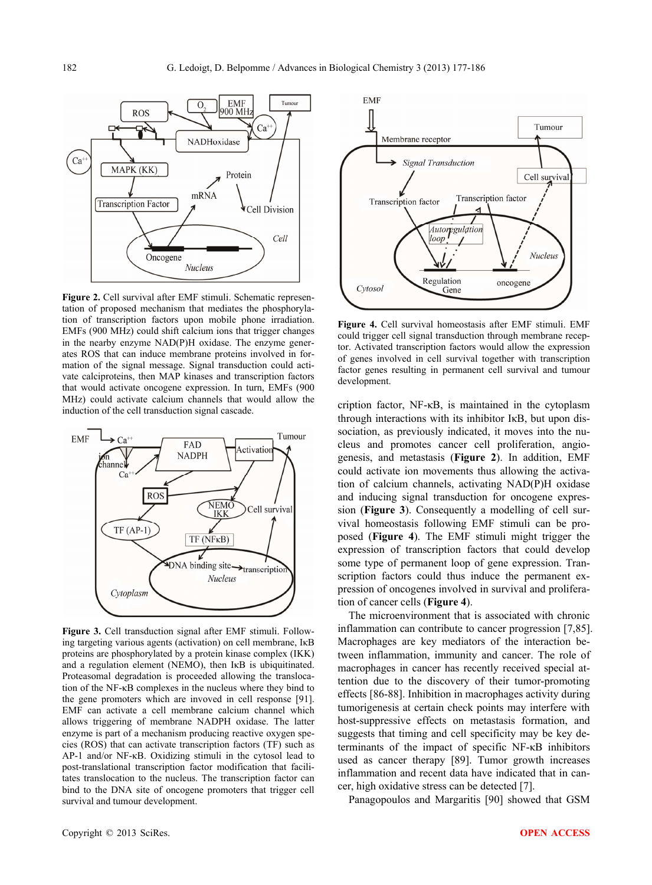**Figure 2.** Cell survival after EMF stimuli. Schematic representation of proposed mechanism that mediates the phosphorylation of transcription factors upon mobile phone irradiation. EMFs (900 MHz) could shift calcium ions that trigger changes in the nearby enzyme NAD(P)H oxidase. The enzyme generates ROS that can induce membrane proteins involved in formation of the signal message. Signal transduction could activate calciproteins, then MAP kinases and transcription factors that would activate oncogene expression. In turn, EMFs (900 MHz) could activate calcium channels that would allow the induction of the cell transduction signal cascade.

**Figure 3.** Cell transduction signal after EMF stimuli. Following targeting various agents (activation) on cell membrane, IκB proteins are phosphorylated by a protein kinase complex (IKK) and a regulation element (NEMO), then IκB is ubiquitinated. Proteasomal degradation is proceeded allowing the translocation of the NF-κB complexes in the nucleus where they bind to the gene promoters which are invoved in cell response [91]. EMF can activate a cell membrane calcium channel which allows triggering of membrane NADPH oxidase. The latter enzyme is part of a mechanism producing reactive oxygen species (ROS) that can activate transcription factors (TF) such as AP-1 and/or NF-κB. Oxidizing stimuli in the cytosol lead to post-translational transcription factor modification that facilitates translocation to the nucleus. The transcription factor can bind to the DNA site of oncogene promoters that trigger cell survival and tumour development.

**Figure 4.** Cell survival homeostasis after EMF stimuli. EMF could trigger cell signal transduction through membrane receptor. Activated transcription factors would allow the expression of genes involved in cell survival together with transcription factor genes resulting in permanent cell survival and tumour development.

cription factor, NF-κB, is maintained in the cytoplasm through interactions with its inhibitor IκB, but upon dissociation, as previously indicated, it moves into the nucleus and promotes cancer cell proliferation, angiogenesis, and metastasis (**Figure 2**). In addition, EMF could activate ion movements thus allowing the activation of calcium channels, activating NAD(P)H oxidase and inducing signal transduction for oncogene expression (**Figure 3**). Consequently a modelling of cell survival homeostasis following EMF stimuli can be proposed (**Figure 4**). The EMF stimuli might trigger the expression of transcription factors that could develop some type of permanent loop of gene expression. Transcription factors could thus induce the permanent expression of oncogenes involved in survival and proliferation of cancer cells (**Figure 4**).

The microenvironment that is associated with chronic inflammation can contribute to cancer progression [7,85]. Macrophages are key mediators of the interaction between inflammation, immunity and cancer. The role of macrophages in cancer has recently received special attention due to the discovery of their tumor-promoting effects [86-88]. Inhibition in macrophages activity during tumorigenesis at certain check points may interfere with host-suppressive effects on metastasis formation, and suggests that timing and cell specificity may be key determinants of the impact of specific NF-κB inhibitors used as cancer therapy [89]. Tumor growth increases inflammation and recent data have indicated that in cancer, high oxidative stress can be detected [7].

Panagopoulos and Margaritis [90] showed that GSM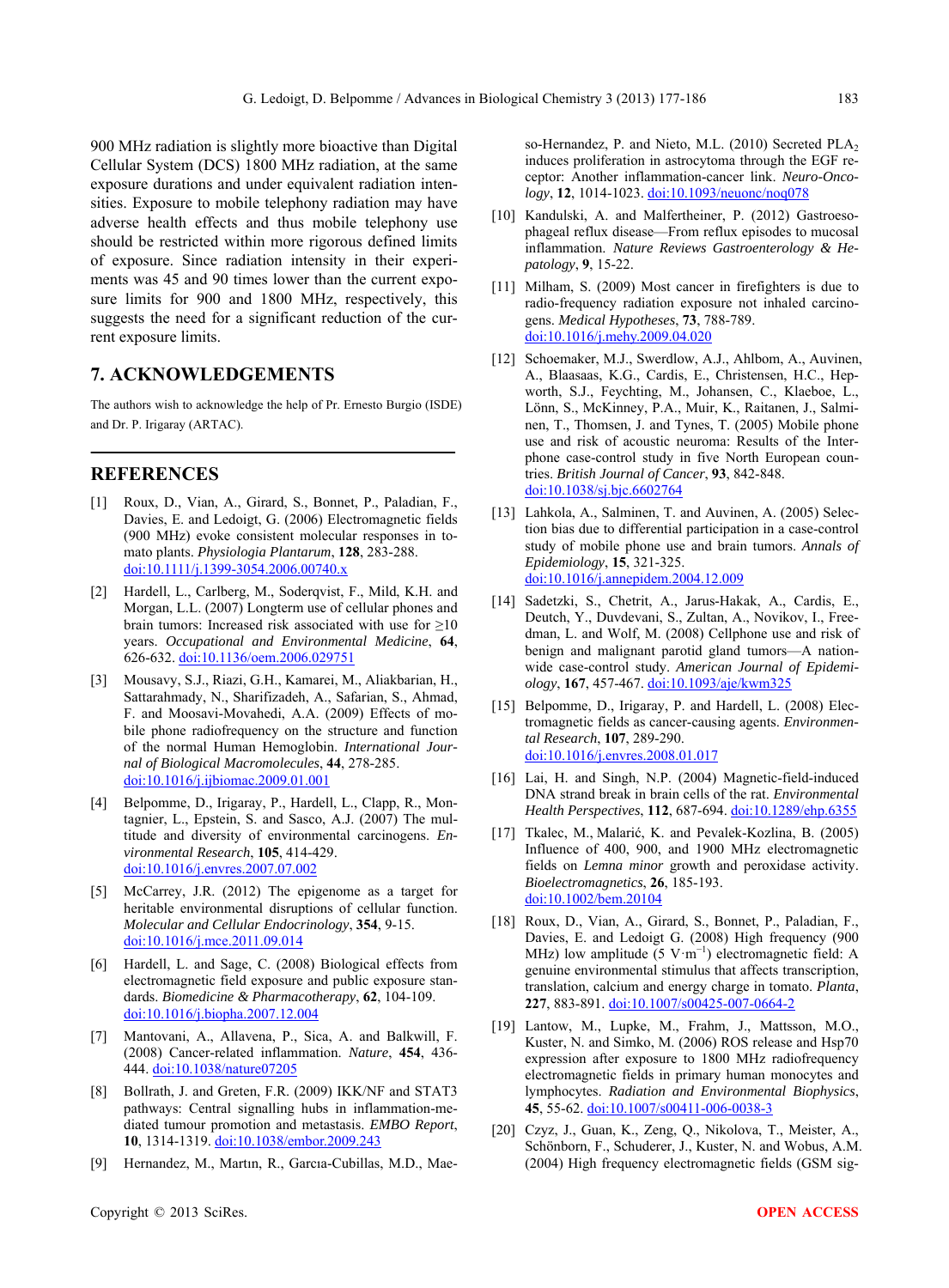900 MHz radiation is slightly more bioactive than Digital Cellular System (DCS) 1800 MHz radiation, at the same exposure durations and under equivalent radiation intensities. Exposure to mobile telephony radiation may have adverse health effects and thus mobile telephony use should be restricted within more rigorous defined limits of exposure. Since radiation intensity in their experiments was 45 and 90 times lower than the current exposure limits for 900 and 1800 MHz, respectively, this suggests the need for a significant reduction of the current exposure limits.

## 7. ACKNOWLEDGEMENTS

The authors wish to acknowledge the help of Pr. Ernesto Burgio (ISDE) and Dr. P. Irigaray (ARTAC).

## REFERENCES

[1] Roux, D., Vian, A., Girard, S., Bonnet, P., Paladian, F., Davies, E. and Ledoigt, G. (2006) Electromagnetic fields (900 MHz) evoke consistent molecular responses in tomato plants. *Physiologia Plantarum*, **128**, 283-288. doi:10.1111/j.1399-3054.2006.00740.x

[2] Hardell, L., Carlberg, M., Soderqvist, F., Mild, K.H. and Morgan, L.L. (2007) Longterm use of cellular phones and brain tumors: Increased risk associated with use for ≥10 years. *Occupational and Environmental Medicine*, **64**, 626-632. doi:10.1136/oem.2006.029751

[3] Mousavy, S.J., Riazi, G.H., Kamarei, M., Aliakbarian, H., Sattarahmady, N., Sharifizadeh, A., Safarian, S., Ahmad, F. and Moosavi-Movahedi, A.A. (2009) Effects of mobile phone radiofrequency on the structure and function of the normal Human Hemoglobin. *International Journal of Biological Macromolecules*, **44**, 278-285. doi:10.1016/j.ijbiomac.2009.01.001

[4] Belpomme, D., Irigaray, P., Hardell, L., Clapp, R., Montagnier, L., Epstein, S. and Sasco, A.J. (2007) The multitude and diversity of environmental carcinogens. *Environmental Research*, **105**, 414-429. doi:10.1016/j.envres.2007.07.002

[5] McCarrey, J.R. (2012) The epigenome as a target for heritable environmental disruptions of cellular function. *Molecular and Cellular Endocrinology*, **354**, 9-15. doi:10.1016/j.mce.2011.09.014

[6] Hardell, L. and Sage, C. (2008) Biological effects from electromagnetic field exposure and public exposure standards. *Biomedicine & Pharmacotherapy*, **62**, 104-109. doi:10.1016/j.biopha.2007.12.004

[7] Mantovani, A., Allavena, P., Sica, A. and Balkwill, F. (2008) Cancer-related inflammation. *Nature*, **454**, 436-444. doi:10.1038/nature07205

[8] Bollrath, J. and Greten, F.R. (2009) IKK/NF and STAT3 pathways: Central signalling hubs in inflammation-mediated tumour promotion and metastasis. *EMBO Report*, **10**, 1314-1319. doi:10.1038/embor.2009.243

[9] Hernandez, M., Martın, R., Garcıa-Cubillas, M.D., Maeso-Hernandez, P. and Nieto, M.L. (2010) Secreted $PLA_2$ induces proliferation in astrocytoma through the EGF receptor: Another inflammation-cancer link. *Neuro-Oncology*, **12**, 1014-1023. doi:10.1093/neuonc/noq078

[10] Kandulski, A. and Malfertheiner, P. (2012) Gastroesophageal reflux disease—From reflux episodes to mucosal inflammation. *Nature Reviews Gastroenterology & Hepatology*, **9**, 15-22.

[11] Milham, S. (2009) Most cancer in firefighters is due to radio-frequency radiation exposure not inhaled carcinogens. *Medical Hypotheses*, **73**, 788-789. doi:10.1016/j.mehy.2009.04.020

[12] Schoemaker, M.J., Swerdlow, A.J., Ahlbom, A., Auvinen, A., Blaasaas, K.G., Cardis, E., Christensen, H.C., Hepworth, S.J., Feychting, M., Johansen, C., Klaeboe, L., Lönn, S., McKinney, P.A., Muir, K., Raitanen, J., Salminen, T., Thomsen, J. and Tynes, T. (2005) Mobile phone use and risk of acoustic neuroma: Results of the Interphone case-control study in five North European countries. *British Journal of Cancer*, **93**, 842-848. doi:10.1038/sj.bjc.6602764

[13] Lahkola, A., Salminen, T. and Auvinen, A. (2005) Selection bias due to differential participation in a case-control study of mobile phone use and brain tumors. *Annals of Epidemiology*, **15**, 321-325. doi:10.1016/j.annepidem.2004.12.009

[14] Sadetzki, S., Chetrit, A., Jarus-Hakak, A., Cardis, E., Deutch, Y., Duvdevani, S., Zultan, A., Novikov, I., Freedman, L. and Wolf, M. (2008) Cellphone use and risk of benign and malignant parotid gland tumors—A nationwide case-control study. *American Journal of Epidemiology*, **167**, 457-467. doi:10.1093/aje/kwm325

[15] Belpomme, D., Irigaray, P. and Hardell, L. (2008) Electromagnetic fields as cancer-causing agents. *Environmental Research*, **107**, 289-290. doi:10.1016/j.envres.2008.01.017

[16] Lai, H. and Singh, N.P. (2004) Magnetic-field-induced DNA strand break in brain cells of the rat. *Environmental Health Perspectives*, **112**, 687-694. doi:10.1289/ehp.6355

[17] Tkalec, M., Malarić, K. and Pevalek-Kozlina, B. (2005) Influence of 400, 900, and 1900 MHz electromagnetic fields on *Lemna minor* growth and peroxidase activity. *Bioelectromagnetics*, **26**, 185-193. doi:10.1002/bem.20104

[18] Roux, D., Vian, A., Girard, S., Bonnet, P., Paladian, F., Davies, E. and Ledoigt G. (2008) High frequency (900 MHz) low amplitude ($5\ V \cdot m^{-1}$) electromagnetic field: A genuine environmental stimulus that affects transcription, translation, calcium and energy charge in tomato. *Planta*, **227**, 883-891. doi:10.1007/s00425-007-0664-2

[19] Lantow, M., Lupke, M., Frahm, J., Mattsson, M.O., Kuster, N. and Simko, M. (2006) ROS release and Hsp70 expression after exposure to 1800 MHz radiofrequency electromagnetic fields in primary human monocytes and lymphocytes. *Radiation and Environmental Biophysics*, **45**, 55-62. doi:10.1007/s00411-006-0038-3

[20] Czyz, J., Guan, K., Zeng, Q., Nikolova, T., Meister, A., Schönborn, F., Schuderer, J., Kuster, N. and Wobus, A.M. (2004) High frequency electromagnetic fields (GSM sig-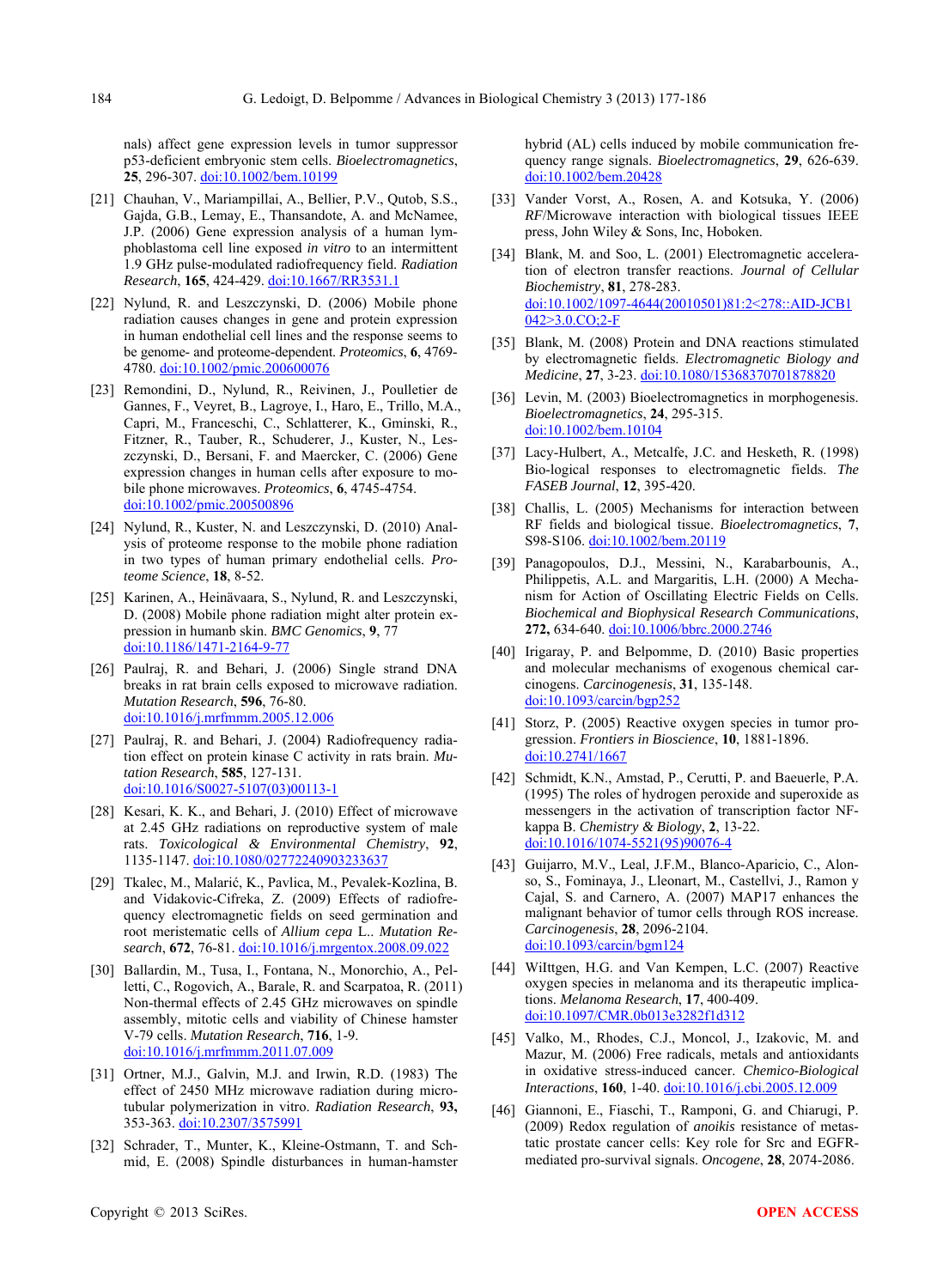nals) affect gene expression levels in tumor suppressor p53-deficient embryonic stem cells. *Bioelectromagnetics*, **25**, 296-307. doi:10.1002/bem.10199

[21] Chauhan, V., Mariampillai, A., Bellier, P.V., Qutob, S.S., Gajda, G.B., Lemay, E., Thansandote, A. and McNamee, J.P. (2006) Gene expression analysis of a human lymphoblastoma cell line exposed *in vitro* to an intermittent 1.9 GHz pulse-modulated radiofrequency field. *Radiation Research*, **165**, 424-429. doi:10.1667/RR3531.1

[22] Nylund, R. and Leszczynski, D. (2006) Mobile phone radiation causes changes in gene and protein expression in human endothelial cell lines and the response seems to be genome- and proteome-dependent. *Proteomics*, **6**, 4769-4780. doi:10.1002/pmic.200600076

[23] Remondini, D., Nylund, R., Reivinen, J., Poulletier de Gannes, F., Veyret, B., Lagroye, I., Haro, E., Trillo, M.A., Capri, M., Franceschi, C., Schlatterer, K., Gminski, R., Fitzner, R., Tauber, R., Schuderer, J., Kuster, N., Leszczynski, D., Bersani, F. and Maercker, C. (2006) Gene expression changes in human cells after exposure to mobile phone microwaves. *Proteomics*, **6**, 4745-4754. doi:10.1002/pmic.200500896

[24] Nylund, R., Kuster, N. and Leszczynski, D. (2010) Analysis of proteome response to the mobile phone radiation in two types of human primary endothelial cells. *Proteome Science*, **18**, 8-52.

[25] Karinen, A., Heinävaara, S., Nylund, R. and Leszczynski, D. (2008) Mobile phone radiation might alter protein expression in humanb skin. *BMC Genomics*, **9**, 77 doi:10.1186/1471-2164-9-77

[26] Paulraj, R. and Behari, J. (2006) Single strand DNA breaks in rat brain cells exposed to microwave radiation. *Mutation Research*, **596**, 76-80. doi:10.1016/j.mrfmmm.2005.12.006

[27] Paulraj, R. and Behari, J. (2004) Radiofrequency radiation effect on protein kinase C activity in rats brain. *Mutation Research*, **585**, 127-131. doi:10.1016/S0027-5107(03)00113-1

[28] Kesari, K. K., and Behari, J. (2010) Effect of microwave at 2.45 GHz radiations on reproductive system of male rats. *Toxicological & Environmental Chemistry*, **92**, 1135-1147. doi:10.1080/02772240903233637

[29] Tkalec, M., Malarić, K., Pavlica, M., Pevalek-Kozlina, B. and Vidakovic-Cifreka, Z. (2009) Effects of radiofrequency electromagnetic fields on seed germination and root meristematic cells of *Allium cepa* L.. *Mutation Research*, **672**, 76-81. doi:10.1016/j.mrgentox.2008.09.022

[30] Ballardin, M., Tusa, I., Fontana, N., Monorchio, A., Pelletti, C., Rogovich, A., Barale, R. and Scarpatoa, R. (2011) Non-thermal effects of 2.45 GHz microwaves on spindle assembly, mitotic cells and viability of Chinese hamster V-79 cells. *Mutation Research*, **716**, 1-9. doi:10.1016/j.mrfmmm.2011.07.009

[31] Ortner, M.J., Galvin, M.J. and Irwin, R.D. (1983) The effect of 2450 MHz microwave radiation during microtubular polymerization in vitro. *Radiation Research*, **93,** 353-363. doi:10.2307/3575991

[32] Schrader, T., Munter, K., Kleine-Ostmann, T. and Schmid, E. (2008) Spindle disturbances in human-hamster hybrid (AL) cells induced by mobile communication frequency range signals. *Bioelectromagnetics*, **29**, 626-639. doi:10.1002/bem.20428

[33] Vander Vorst, A., Rosen, A. and Kotsuka, Y. (2006) *RF*/Microwave interaction with biological tissues IEEE press, John Wiley & Sons, Inc, Hoboken.

[34] Blank, M. and Soo, L. (2001) Electromagnetic acceleration of electron transfer reactions. *Journal of Cellular Biochemistry*, **81**, 278-283. doi:10.1002/1097-4644(20010501)81:2<278::AID-JCB1042>3.0.CO;2-F

[35] Blank, M. (2008) Protein and DNA reactions stimulated by electromagnetic fields. *Electromagnetic Biology and Medicine*, **27**, 3-23. doi:10.1080/15368370701878820

[36] Levin, M. (2003) Bioelectromagnetics in morphogenesis. *Bioelectromagnetics*, **24**, 295-315. doi:10.1002/bem.10104

[37] Lacy-Hulbert, A., Metcalfe, J.C. and Hesketh, R. (1998) Bio-logical responses to electromagnetic fields. *The FASEB Journal*, **12**, 395-420.

[38] Challis, L. (2005) Mechanisms for interaction between RF fields and biological tissue. *Bioelectromagnetics*, **7**, S98-S106. doi:10.1002/bem.20119

[39] Panagopoulos, D.J., Messini, N., Karabarbounis, A., Philippetis, A.L. and Margaritis, L.H. (2000) A Mechanism for Action of Oscillating Electric Fields on Cells. *Biochemical and Biophysical Research Communications*, **272,** 634-640. doi:10.1006/bbrc.2000.2746

[40] Irigaray, P. and Belpomme, D. (2010) Basic properties and molecular mechanisms of exogenous chemical carcinogens. *Carcinogenesis*, **31**, 135-148. doi:10.1093/carcin/bgp252

[41] Storz, P. (2005) Reactive oxygen species in tumor progression. *Frontiers in Bioscience*, **10**, 1881-1896. doi:10.2741/1667

[42] Schmidt, K.N., Amstad, P., Cerutti, P. and Baeuerle, P.A. (1995) The roles of hydrogen peroxide and superoxide as messengers in the activation of transcription factor NF-kappa B. *Chemistry & Biology*, **2**, 13-22. doi:10.1016/1074-5521(95)90076-4

[43] Guijarro, M.V., Leal, J.F.M., Blanco-Aparicio, C., Alonso, S., Fominaya, J., Lleonart, M., Castellvi, J., Ramon y Cajal, S. and Carnero, A. (2007) MAP17 enhances the malignant behavior of tumor cells through ROS increase. *Carcinogenesis*, **28**, 2096-2104. doi:10.1093/carcin/bgm124

[44] WiIttgen, H.G. and Van Kempen, L.C. (2007) Reactive oxygen species in melanoma and its therapeutic implications. *Melanoma Research*, **17**, 400-409. doi:10.1097/CMR.0b013e3282f1d312

[45] Valko, M., Rhodes, C.J., Moncol, J., Izakovic, M. and Mazur, M. (2006) Free radicals, metals and antioxidants in oxidative stress-induced cancer. *Chemico-Biological Interactions*, **160**, 1-40. doi:10.1016/j.cbi.2005.12.009

[46] Giannoni, E., Fiaschi, T., Ramponi, G. and Chiarugi, P. (2009) Redox regulation of *anoikis* resistance of metastatic prostate cancer cells: Key role for Src and EGFR-mediated pro-survival signals. *Oncogene*, **28**, 2074-2086.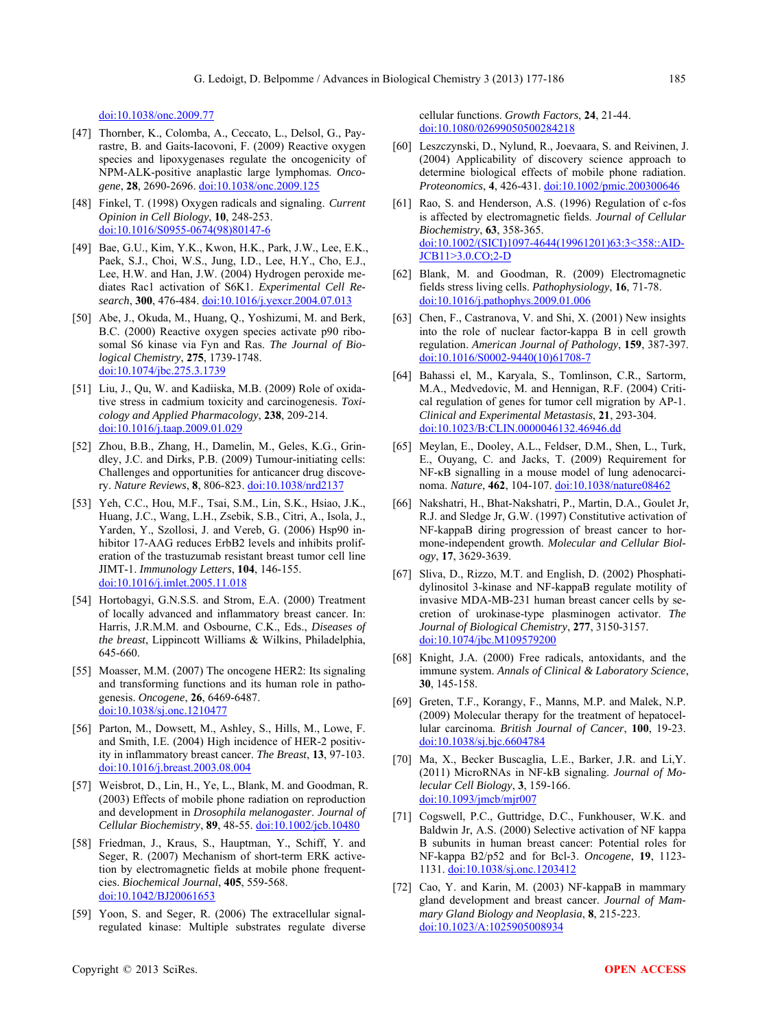doi:10.1038/onc.2009.77

[47] Thornber, K., Colomba, A., Ceccato, L., Delsol, G., Payrastre, B. and Gaits-Iacovoni, F. (2009) Reactive oxygen species and lipoxygenases regulate the oncogenicity of NPM-ALK-positive anaplastic large lymphomas. *Oncogene*, **28**, 2690-2696. doi:10.1038/onc.2009.125

[48] Finkel, T. (1998) Oxygen radicals and signaling. *Current Opinion in Cell Biology*, **10**, 248-253. doi:10.1016/S0955-0674(98)80147-6

[49] Bae, G.U., Kim, Y.K., Kwon, H.K., Park, J.W., Lee, E.K., Paek, S.J., Choi, W.S., Jung, I.D., Lee, H.Y., Cho, E.J., Lee, H.W. and Han, J.W. (2004) Hydrogen peroxide mediates Rac1 activation of S6K1. *Experimental Cell Research*, **300**, 476-484. doi:10.1016/j.yexcr.2004.07.013

[50] Abe, J., Okuda, M., Huang, Q., Yoshizumi, M. and Berk, B.C. (2000) Reactive oxygen species activate p90 ribosomal S6 kinase via Fyn and Ras. *The Journal of Biological Chemistry*, **275**, 1739-1748. doi:10.1074/jbc.275.3.1739

[51] Liu, J., Qu, W. and Kadiiska, M.B. (2009) Role of oxidative stress in cadmium toxicity and carcinogenesis. *Toxicology and Applied Pharmacology*, **238**, 209-214. doi:10.1016/j.taap.2009.01.029

[52] Zhou, B.B., Zhang, H., Damelin, M., Geles, K.G., Grindley, J.C. and Dirks, P.B. (2009) Tumour-initiating cells: Challenges and opportunities for anticancer drug discovery. *Nature Reviews*, **8**, 806-823. doi:10.1038/nrd2137

[53] Yeh, C.C., Hou, M.F., Tsai, S.M., Lin, S.K., Hsiao, J.K., Huang, J.C., Wang, L.H., Zsebik, S.B., Citri, A., Isola, J., Yarden, Y., Szollosi, J. and Vereb, G. (2006) Hsp90 inhibitor 17-AAG reduces ErbB2 levels and inhibits proliferation of the trastuzumab resistant breast tumor cell line JIMT-1. *Immunology Letters*, **104**, 146-155. doi:10.1016/j.imlet.2005.11.018

[54] Hortobagyi, G.N.S.S. and Strom, E.A. (2000) Treatment of locally advanced and inflammatory breast cancer. In: Harris, J.R.M.M. and Osbourne, C.K., Eds., *Diseases of the breast*, Lippincott Williams & Wilkins, Philadelphia, 645-660.

[55] Moasser, M.M. (2007) The oncogene HER2: Its signaling and transforming functions and its human role in pathogenesis. *Oncogene*, **26**, 6469-6487. doi:10.1038/sj.onc.1210477

[56] Parton, M., Dowsett, M., Ashley, S., Hills, M., Lowe, F. and Smith, I.E. (2004) High incidence of HER-2 positivity in inflammatory breast cancer. *The Breast*, **13**, 97-103. doi:10.1016/j.breast.2003.08.004

[57] Weisbrot, D., Lin, H., Ye, L., Blank, M. and Goodman, R. (2003) Effects of mobile phone radiation on reproduction and development in *Drosophila melanogaster*. *Journal of Cellular Biochemistry*, **89**, 48-55. doi:10.1002/jcb.10480

[58] Friedman, J., Kraus, S., Hauptman, Y., Schiff, Y. and Seger, R. (2007) Mechanism of short-term ERK activation by electromagnetic fields at mobile phone frequencies. *Biochemical Journal*, **405**, 559-568. doi:10.1042/BJ20061653

[59] Yoon, S. and Seger, R. (2006) The extracellular signal-regulated kinase: Multiple substrates regulate diverse cellular functions. *Growth Factors*, **24**, 21-44. doi:10.1080/02699050500284218

[60] Leszczynski, D., Nylund, R., Joevaara, S. and Reivinen, J. (2004) Applicability of discovery science approach to determine biological effects of mobile phone radiation. *Proteonomics*, **4**, 426-431. doi:10.1002/pmic.200300646

[61] Rao, S. and Henderson, A.S. (1996) Regulation of c-fos is affected by electromagnetic fields. *Journal of Cellular Biochemistry*, **63**, 358-365. doi:10.1002/(SICI)1097-4644(19961201)63:3<358::AID-JCB11>3.0.CO;2-D

[62] Blank, M. and Goodman, R. (2009) Electromagnetic fields stress living cells. *Pathophysiology*, **16**, 71-78. doi:10.1016/j.pathophys.2009.01.006

[63] Chen, F., Castranova, V. and Shi, X. (2001) New insights into the role of nuclear factor-kappa B in cell growth regulation. *American Journal of Pathology*, **159**, 387-397. doi:10.1016/S0002-9440(10)61708-7

[64] Bahassi el, M., Karyala, S., Tomlinson, C.R., Sartorm, M.A., Medvedovic, M. and Hennigan, R.F. (2004) Critical regulation of genes for tumor cell migration by AP-1. *Clinical and Experimental Metastasis*, **21**, 293-304. doi:10.1023/B:CLIN.0000046132.46946.dd

[65] Meylan, E., Dooley, A.L., Feldser, D.M., Shen, L., Turk, E., Ouyang, C. and Jacks, T. (2009) Requirement for NF-κB signalling in a mouse model of lung adenocarcinoma. *Nature*, **462**, 104-107. doi:10.1038/nature08462

[66] Nakshatri, H., Bhat-Nakshatri, P., Martin, D.A., Goulet Jr, R.J. and Sledge Jr, G.W. (1997) Constitutive activation of NF-kappaB diring progression of breast cancer to hormone-independent growth. *Molecular and Cellular Biology*, **17**, 3629-3639.

[67] Sliva, D., Rizzo, M.T. and English, D. (2002) Phosphatidylinositol 3-kinase and NF-kappaB regulate motility of invasive MDA-MB-231 human breast cancer cells by secretion of urokinase-type plasminogen activator. *The Journal of Biological Chemistry*, **277**, 3150-3157. doi:10.1074/jbc.M109579200

[68] Knight, J.A. (2000) Free radicals, antioxidants, and the immune system. *Annals of Clinical & Laboratory Science*, **30**, 145-158.

[69] Greten, T.F., Korangy, F., Manns, M.P. and Malek, N.P. (2009) Molecular therapy for the treatment of hepatocellular carcinoma. *British Journal of Cancer*, **100**, 19-23. doi:10.1038/sj.bjc.6604784

[70] Ma, X., Becker Buscaglia, L.E., Barker, J.R. and Li,Y. (2011) MicroRNAs in NF-kB signaling. *Journal of Molecular Cell Biology*, **3**, 159-166. doi:10.1093/jmcb/mjr007

[71] Cogswell, P.C., Guttridge, D.C., Funkhouser, W.K. and Baldwin Jr, A.S. (2000) Selective activation of NF kappa B subunits in human breast cancer: Potential roles for NF-kappa B2/p52 and for Bcl-3. *Oncogene*, **19**, 1123-1131. doi:10.1038/sj.onc.1203412

[72] Cao, Y. and Karin, M. (2003) NF-kappaB in mammary gland development and breast cancer. *Journal of Mammary Gland Biology and Neoplasia*, **8**, 215-223. doi:10.1023/A:1025905008934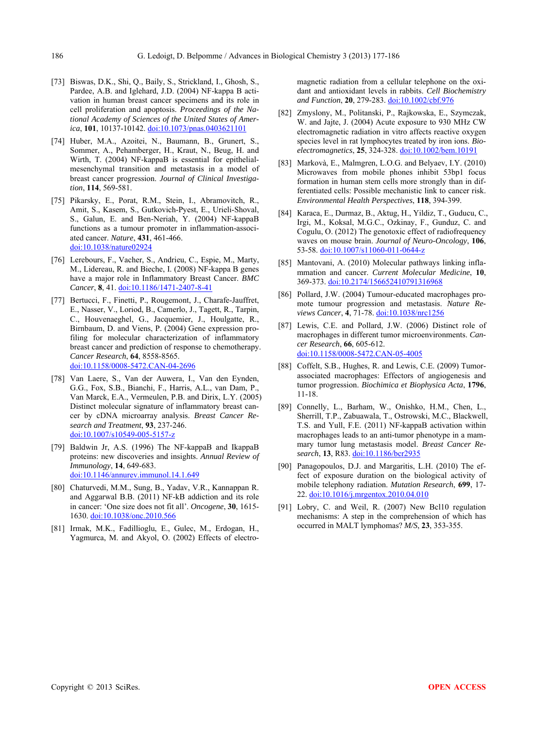[73] Biswas, D.K., Shi, Q., Baily, S., Strickland, I., Ghosh, S., Pardee, A.B. and Iglehard, J.D. (2004) NF-kappa B activation in human breast cancer specimens and its role in cell proliferation and apoptosis. *Proceedings of the National Academy of Sciences of the United States of America*, **101**, 10137-10142. doi:10.1073/pnas.0403621101

[74] Huber, M.A., Azoitei, N., Baumann, B., Grunert, S., Sommer, A., Pehamberger, H., Kraut, N., Beug, H. and Wirth, T. (2004) NF-kappaB is essential for epithelial-mesenchymal transition and metastasis in a model of breast cancer progression. *Journal of Clinical Investigation*, **114**, 569-581.

[75] Pikarsky, E., Porat, R.M., Stein, I., Abramovitch, R., Amit, S., Kasem, S., Gutkovich-Pyest, E., Urieli-Shoval, S., Galun, E. and Ben-Neriah, Y. (2004) NF-kappaB functions as a tumour promoter in inflammation-associated cancer. *Nature*, **431**, 461-466. doi:10.1038/nature02924

[76] Lerebours, F., Vacher, S., Andrieu, C., Espie, M., Marty, M., Lidereau, R. and Bieche, I. (2008) NF-kappa B genes have a major role in Inflammatory Breast Cancer. *BMC Cancer*, **8**, 41. doi:10.1186/1471-2407-8-41

[77] Bertucci, F., Finetti, P., Rougemont, J., Charafe-Jauffret, E., Nasser, V., Loriod, B., Camerlo, J., Tagett, R., Tarpin, C., Houvenaeghel, G., Jacquemier, J., Houlgatte, R., Birnbaum, D. and Viens, P. (2004) Gene expression profiling for molecular characterization of inflammatory breast cancer and prediction of response to chemotherapy. *Cancer Research*, **64**, 8558-8565. doi:10.1158/0008-5472.CAN-04-2696

[78] Van Laere, S., Van der Auwera, I., Van den Eynden, G.G., Fox, S.B., Bianchi, F., Harris, A.L., van Dam, P., Van Marck, E.A., Vermeulen, P.B. and Dirix, L.Y. (2005) Distinct molecular signature of inflammatory breast cancer by cDNA microarray analysis. *Breast Cancer Research and Treatment*, **93**, 237-246. doi:10.1007/s10549-005-5157-z

[79] Baldwin Jr, A.S. (1996) The NF-kappaB and IkappaB proteins: new discoveries and insights. *Annual Review of Immunology*, **14**, 649-683. doi:10.1146/annurev.immunol.14.1.649

[80] Chaturvedi, M.M., Sung, B., Yadav, V.R., Kannappan R. and Aggarwal B.B. (2011) NF-kB addiction and its role in cancer: 'One size does not fit all'. *Oncogene*, **30**, 1615-1630. doi:10.1038/onc.2010.566

[81] Irmak, M.K., Fadillioglu, E., Gulec, M., Erdogan, H., Yagmurca, M. and Akyol, O. (2002) Effects of electromagnetic radiation from a cellular telephone on the oxidant and antioxidant levels in rabbits. *Cell Biochemistry and Function*, **20**, 279-283. doi:10.1002/cbf.976

[82] Zmyslony, M., Politanski, P., Rajkowska, E., Szymczak, W. and Jajte, J. (2004) Acute exposure to 930 MHz CW electromagnetic radiation in vitro affects reactive oxygen species level in rat lymphocytes treated by iron ions. *Bioelectromagnetics*, **25**, 324-328. doi:10.1002/bem.10191

[83] Markovà, E., Malmgren, L.O.G. and Belyaev, I.Y. (2010) Microwaves from mobile phones inhibit 53bp1 focus formation in human stem cells more strongly than in differentiated cells: Possible mechanistic link to cancer risk. *Environmental Health Perspectives*, **118**, 394-399.

[84] Karaca, E., Durmaz, B., Aktug, H., Yildiz, T., Guducu, C., Irgi, M., Koksal, M.G.C., Ozkinay, F., Gunduz, C. and Cogulu, O. (2012) The genotoxic effect of radiofrequency waves on mouse brain. *Journal of Neuro-Oncology*, **106**, 53-58. doi:10.1007/s11060-011-0644-z

[85] Mantovani, A. (2010) Molecular pathways linking inflammation and cancer. *Current Molecular Medicine*, **10**, 369-373. doi:10.2174/156652410791316968

[86] Pollard, J.W. (2004) Tumour-educated macrophages promote tumour progression and metastasis. *Nature Reviews Cancer*, **4**, 71-78. doi:10.1038/nrc1256

[87] Lewis, C.E. and Pollard, J.W. (2006) Distinct role of macrophages in different tumor microenvironments. *Cancer Research*, **66**, 605-612. doi:10.1158/0008-5472.CAN-05-4005

[88] Coffelt, S.B., Hughes, R. and Lewis, C.E. (2009) Tumor-associated macrophages: Effectors of angiogenesis and tumor progression. *Biochimica et Biophysica Acta*, **1796**, 11-18.

[89] Connelly, L., Barham, W., Onishko, H.M., Chen, L., Sherrill, T.P., Zabuawala, T., Ostrowski, M.C., Blackwell, T.S. and Yull, F.E. (2011) NF-kappaB activation within macrophages leads to an anti-tumor phenotype in a mammary tumor lung metastasis model. *Breast Cancer Research*, **13**, R83. doi:10.1186/bcr2935

[90] Panagopoulos, D.J. and Margaritis, L.H. (2010) The effect of exposure duration on the biological activity of mobile telephony radiation. *Mutation Research*, **699**, 17-22. doi:10.1016/j.mrgentox.2010.04.010

[91] Lobry, C. and Weil, R. (2007) New Bcl10 regulation mechanisms: A step in the comprehension of which has occurred in MALT lymphomas? *M/S*, **23**, 353-355.